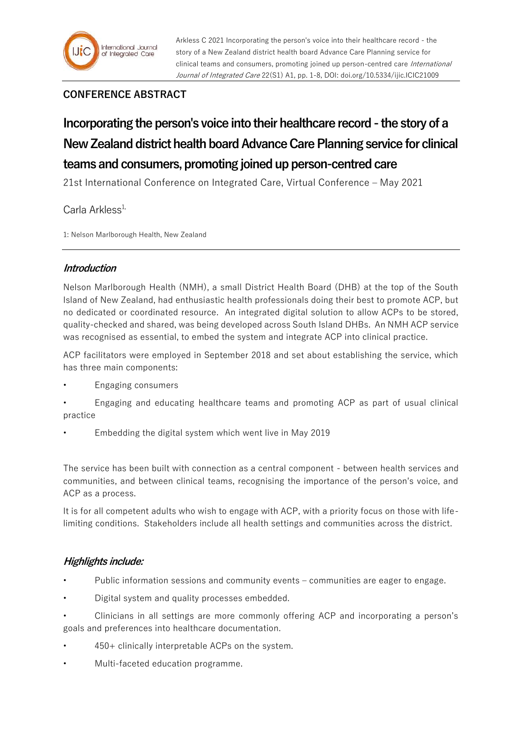**CONFERENCE ABSTRACT**

# Incorporating the person's voice into their healthcare record - the story of a New Zealand district health board Advance Care Planning service for clinical teams and consumers, promoting joined up person-centred care

21st International Conference on Integrated Care, Virtual Conference – May 2021

Carla Arkless[1,]

1: Nelson Marlborough Health, New Zealand

## *Introduction*

Nelson Marlborough Health (NMH), a small District Health Board (DHB) at the top of the South Island of New Zealand, had enthusiastic health professionals doing their best to promote ACP, but no dedicated or coordinated resource. An integrated digital solution to allow ACPs to be stored, quality-checked and shared, was being developed across South Island DHBs. An NMH ACP service was recognised as essential, to embed the system and integrate ACP into clinical practice.

ACP facilitators were employed in September 2018 and set about establishing the service, which has three main components:

- Engaging consumers
- Engaging and educating healthcare teams and promoting ACP as part of usual clinical practice
- Embedding the digital system which went live in May 2019

The service has been built with connection as a central component - between health services and communities, and between clinical teams, recognising the importance of the person's voice, and ACP as a process.

It is for all competent adults who wish to engage with ACP, with a priority focus on those with life-limiting conditions. Stakeholders include all health settings and communities across the district.

## *Highlights include:*

- Public information sessions and community events – communities are eager to engage.
- Digital system and quality processes embedded.
- Clinicians in all settings are more commonly offering ACP and incorporating a person's goals and preferences into healthcare documentation.
- 450+ clinically interpretable ACPs on the system.
- Multi-faceted education programme.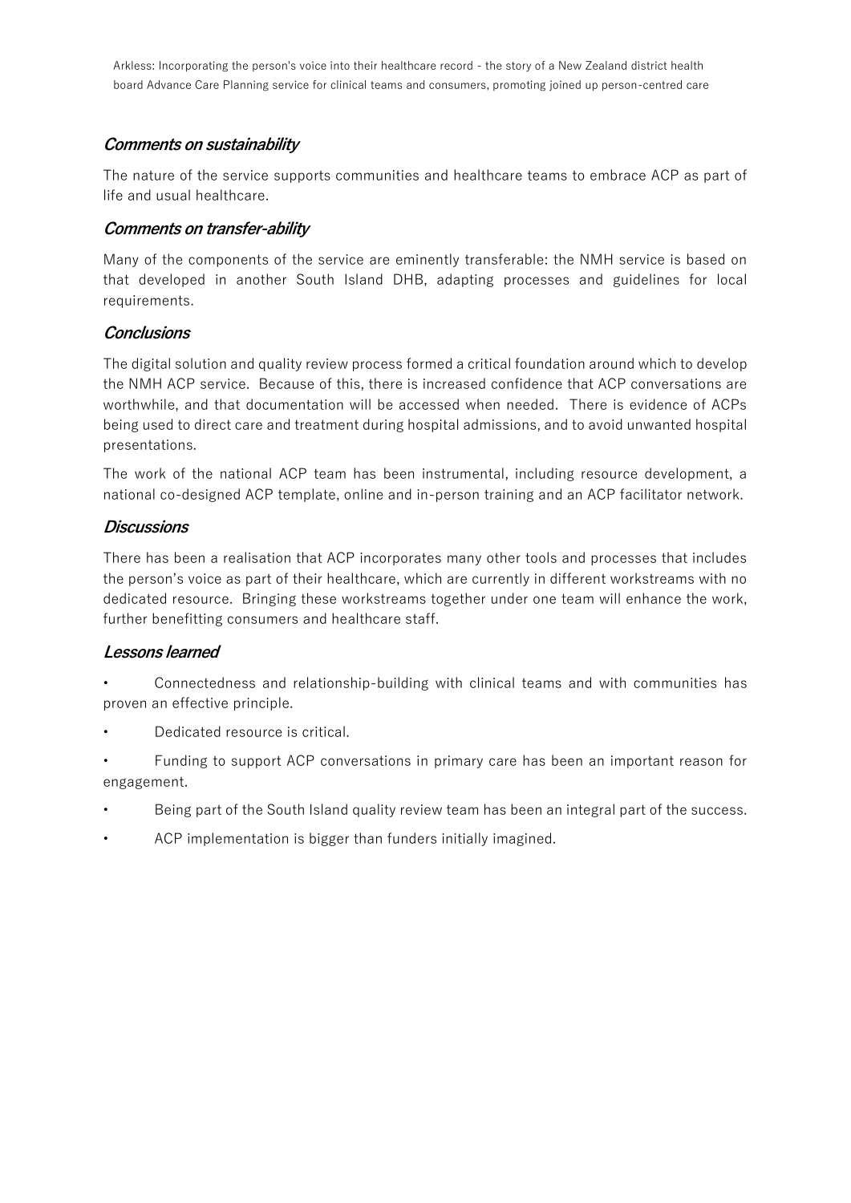### *Comments on sustainability*

The nature of the service supports communities and healthcare teams to embrace ACP as part of life and usual healthcare.

### *Comments on transfer-ability*

Many of the components of the service are eminently transferable: the NMH service is based on that developed in another South Island DHB, adapting processes and guidelines for local requirements.

### *Conclusions*

The digital solution and quality review process formed a critical foundation around which to develop the NMH ACP service. Because of this, there is increased confidence that ACP conversations are worthwhile, and that documentation will be accessed when needed. There is evidence of ACPs being used to direct care and treatment during hospital admissions, and to avoid unwanted hospital presentations.

The work of the national ACP team has been instrumental, including resource development, a national co-designed ACP template, online and in-person training and an ACP facilitator network.

### *Discussions*

There has been a realisation that ACP incorporates many other tools and processes that includes the person's voice as part of their healthcare, which are currently in different workstreams with no dedicated resource. Bringing these workstreams together under one team will enhance the work, further benefitting consumers and healthcare staff.

### *Lessons learned*

- Connectedness and relationship-building with clinical teams and with communities has proven an effective principle.
- Dedicated resource is critical.
- Funding to support ACP conversations in primary care has been an important reason for engagement.
- Being part of the South Island quality review team has been an integral part of the success.
- ACP implementation is bigger than funders initially imagined.